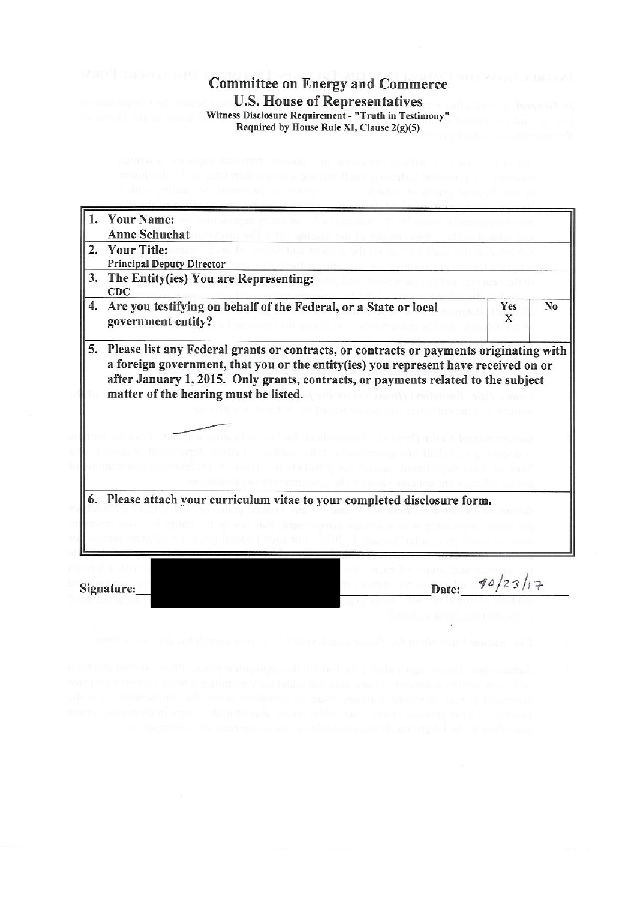# Committee on Energy and Commerce

## U.S. House of Representatives

**Witness Disclosure Requirement - "Truth in Testimony"**
**Required by House Rule XI, Clause 2(g)(5)**

**1. Your Name:**
Anne Schuchat

**2. Your Title:**
Principal Deputy Director

**3. The Entity(ies) You are Representing:**
CDC

**4. Are you testifying on behalf of the Federal, or a State or local government entity?**

| Yes | No |
|---|---|
| X | |

**5. Please list any Federal grants or contracts, or contracts or payments originating with a foreign government, that you or the entity(ies) you represent have received on or after January 1, 2015. Only grants, contracts, or payments related to the subject matter of the hearing must be listed.**

**6. Please attach your curriculum vitae to your completed disclosure form.**

**Signature:** ______________________ **Date:** 10/23/17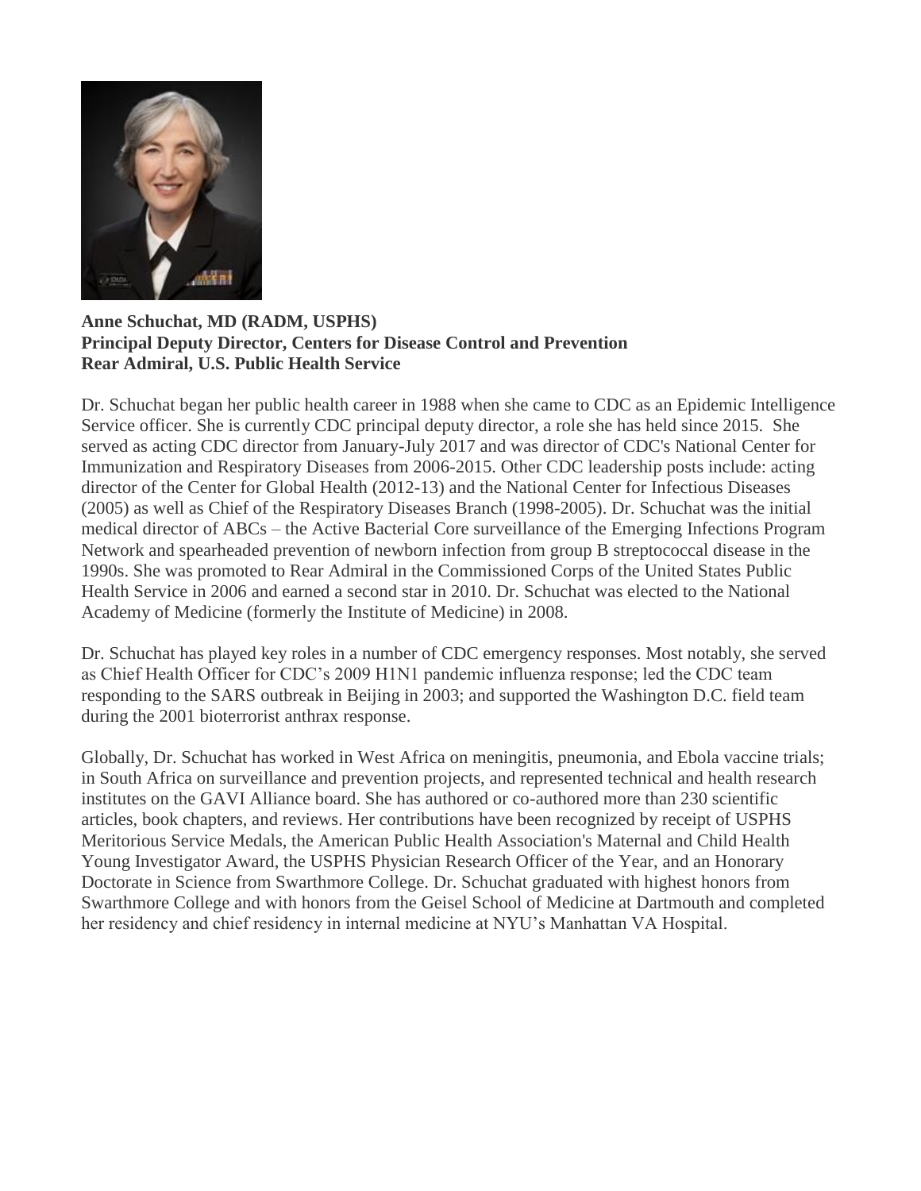**Anne Schuchat, MD (RADM, USPHS)**
**Principal Deputy Director, Centers for Disease Control and Prevention**
**Rear Admiral, U.S. Public Health Service**

Dr. Schuchat began her public health career in 1988 when she came to CDC as an Epidemic Intelligence Service officer. She is currently CDC principal deputy director, a role she has held since 2015. She served as acting CDC director from January-July 2017 and was director of CDC's National Center for Immunization and Respiratory Diseases from 2006-2015. Other CDC leadership posts include: acting director of the Center for Global Health (2012-13) and the National Center for Infectious Diseases (2005) as well as Chief of the Respiratory Diseases Branch (1998-2005). Dr. Schuchat was the initial medical director of ABCs – the Active Bacterial Core surveillance of the Emerging Infections Program Network and spearheaded prevention of newborn infection from group B streptococcal disease in the 1990s. She was promoted to Rear Admiral in the Commissioned Corps of the United States Public Health Service in 2006 and earned a second star in 2010. Dr. Schuchat was elected to the National Academy of Medicine (formerly the Institute of Medicine) in 2008.

Dr. Schuchat has played key roles in a number of CDC emergency responses. Most notably, she served as Chief Health Officer for CDC's 2009 H1N1 pandemic influenza response; led the CDC team responding to the SARS outbreak in Beijing in 2003; and supported the Washington D.C. field team during the 2001 bioterrorist anthrax response.

Globally, Dr. Schuchat has worked in West Africa on meningitis, pneumonia, and Ebola vaccine trials; in South Africa on surveillance and prevention projects, and represented technical and health research institutes on the GAVI Alliance board. She has authored or co-authored more than 230 scientific articles, book chapters, and reviews. Her contributions have been recognized by receipt of USPHS Meritorious Service Medals, the American Public Health Association's Maternal and Child Health Young Investigator Award, the USPHS Physician Research Officer of the Year, and an Honorary Doctorate in Science from Swarthmore College. Dr. Schuchat graduated with highest honors from Swarthmore College and with honors from the Geisel School of Medicine at Dartmouth and completed her residency and chief residency in internal medicine at NYU's Manhattan VA Hospital.